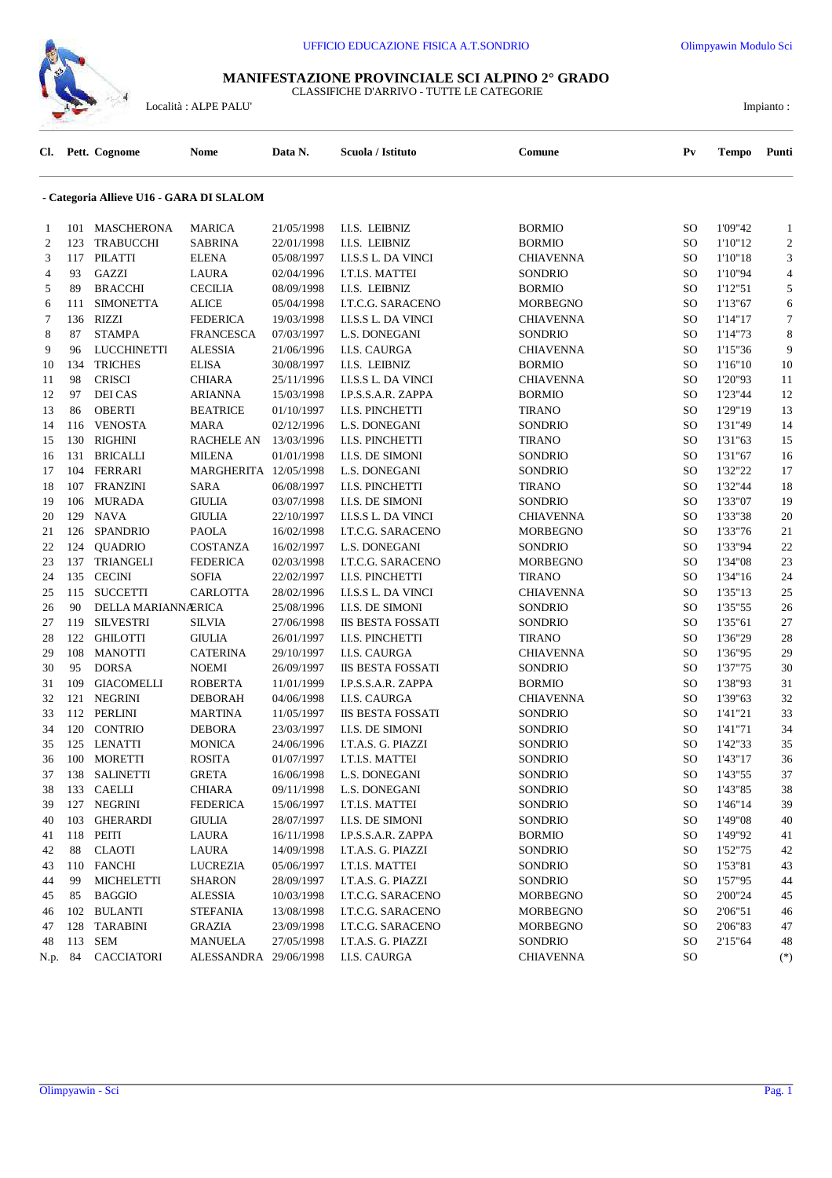UFFICIO EDUCAZIONE FISICA A.T.SONDRIO

Olimpyawin Modulo Sci

# MANIFESTAZIONE PROVINCIALE SCI ALPINO 2° GRADO

CLASSIFICHE D'ARRIVO - TUTTE LE CATEGORIE

Località : ALPE PALU'

Impianto :

| Cl. | Pett. | Cognome | Nome | Data N. | Scuola / Istituto | Comune | Pv | Tempo | Punti |
|---|---|---|---|---|---|---|---|---|---|
| **- Categoria Allieve U16 - GARA DI SLALOM** | | | | | | | | | |
| 1 | 101 | MASCHERONA | MARICA | 21/05/1998 | I.I.S. LEIBNIZ | BORMIO | SO | 1'09"42 | 1 |
| 2 | 123 | TRABUCCHI | SABRINA | 22/01/1998 | I.I.S. LEIBNIZ | BORMIO | SO | 1'10"12 | 2 |
| 3 | 117 | PILATTI | ELENA | 05/08/1997 | I.I.S.S L. DA VINCI | CHIAVENNA | SO | 1'10"18 | 3 |
| 4 | 93 | GAZZI | LAURA | 02/04/1996 | I.T.I.S. MATTEI | SONDRIO | SO | 1'10"94 | 4 |
| 5 | 89 | BRACCHI | CECILIA | 08/09/1998 | I.I.S. LEIBNIZ | BORMIO | SO | 1'12"51 | 5 |
| 6 | 111 | SIMONETTA | ALICE | 05/04/1998 | I.T.C.G. SARACENO | MORBEGNO | SO | 1'13"67 | 6 |
| 7 | 136 | RIZZI | FEDERICA | 19/03/1998 | I.I.S.S L. DA VINCI | CHIAVENNA | SO | 1'14"17 | 7 |
| 8 | 87 | STAMPA | FRANCESCA | 07/03/1997 | L.S. DONEGANI | SONDRIO | SO | 1'14"73 | 8 |
| 9 | 96 | LUCCHINETTI | ALESSIA | 21/06/1996 | I.I.S. CAURGA | CHIAVENNA | SO | 1'15"36 | 9 |
| 10 | 134 | TRICHES | ELISA | 30/08/1997 | I.I.S. LEIBNIZ | BORMIO | SO | 1'16"10 | 10 |
| 11 | 98 | CRISCI | CHIARA | 25/11/1996 | I.I.S.S L. DA VINCI | CHIAVENNA | SO | 1'20"93 | 11 |
| 12 | 97 | DEI CAS | ARIANNA | 15/03/1998 | I.P.S.S.A.R. ZAPPA | BORMIO | SO | 1'23"44 | 12 |
| 13 | 86 | OBERTI | BEATRICE | 01/10/1997 | I.I.S. PINCHETTI | TIRANO | SO | 1'29"19 | 13 |
| 14 | 116 | VENOSTA | MARA | 02/12/1996 | L.S. DONEGANI | SONDRIO | SO | 1'31"49 | 14 |
| 15 | 130 | RIGHINI | RACHELE AN | 13/03/1996 | I.I.S. PINCHETTI | TIRANO | SO | 1'31"63 | 15 |
| 16 | 131 | BRICALLI | MILENA | 01/01/1998 | I.I.S. DE SIMONI | SONDRIO | SO | 1'31"67 | 16 |
| 17 | 104 | FERRARI | MARGHERITA | 12/05/1998 | L.S. DONEGANI | SONDRIO | SO | 1'32"22 | 17 |
| 18 | 107 | FRANZINI | SARA | 06/08/1997 | I.I.S. PINCHETTI | TIRANO | SO | 1'32"44 | 18 |
| 19 | 106 | MURADA | GIULIA | 03/07/1998 | I.I.S. DE SIMONI | SONDRIO | SO | 1'33"07 | 19 |
| 20 | 129 | NAVA | GIULIA | 22/10/1997 | I.I.S.S L. DA VINCI | CHIAVENNA | SO | 1'33"38 | 20 |
| 21 | 126 | SPANDRIO | PAOLA | 16/02/1998 | I.T.C.G. SARACENO | MORBEGNO | SO | 1'33"76 | 21 |
| 22 | 124 | QUADRIO | COSTANZA | 16/02/1997 | L.S. DONEGANI | SONDRIO | SO | 1'33"94 | 22 |
| 23 | 137 | TRIANGELI | FEDERICA | 02/03/1998 | I.T.C.G. SARACENO | MORBEGNO | SO | 1'34"08 | 23 |
| 24 | 135 | CECINI | SOFIA | 22/02/1997 | I.I.S. PINCHETTI | TIRANO | SO | 1'34"16 | 24 |
| 25 | 115 | SUCCETTI | CARLOTTA | 28/02/1996 | I.I.S.S L. DA VINCI | CHIAVENNA | SO | 1'35"13 | 25 |
| 26 | 90 | DELLA MARIANNA | ERICA | 25/08/1996 | I.I.S. DE SIMONI | SONDRIO | SO | 1'35"55 | 26 |
| 27 | 119 | SILVESTRI | SILVIA | 27/06/1998 | IIS BESTA FOSSATI | SONDRIO | SO | 1'35"61 | 27 |
| 28 | 122 | GHILOTTI | GIULIA | 26/01/1997 | I.I.S. PINCHETTI | TIRANO | SO | 1'36"29 | 28 |
| 29 | 108 | MANOTTI | CATERINA | 29/10/1997 | I.I.S. CAURGA | CHIAVENNA | SO | 1'36"95 | 29 |
| 30 | 95 | DORSA | NOEMI | 26/09/1997 | IIS BESTA FOSSATI | SONDRIO | SO | 1'37"75 | 30 |
| 31 | 109 | GIACOMELLI | ROBERTA | 11/01/1999 | I.P.S.S.A.R. ZAPPA | BORMIO | SO | 1'38"93 | 31 |
| 32 | 121 | NEGRINI | DEBORAH | 04/06/1998 | I.I.S. CAURGA | CHIAVENNA | SO | 1'39"63 | 32 |
| 33 | 112 | PERLINI | MARTINA | 11/05/1997 | IIS BESTA FOSSATI | SONDRIO | SO | 1'41"21 | 33 |
| 34 | 120 | CONTRIO | DEBORA | 23/03/1997 | I.I.S. DE SIMONI | SONDRIO | SO | 1'41"71 | 34 |
| 35 | 125 | LENATTI | MONICA | 24/06/1996 | I.T.A.S. G. PIAZZI | SONDRIO | SO | 1'42"33 | 35 |
| 36 | 100 | MORETTI | ROSITA | 01/07/1997 | I.T.I.S. MATTEI | SONDRIO | SO | 1'43"17 | 36 |
| 37 | 138 | SALINETTI | GRETA | 16/06/1998 | L.S. DONEGANI | SONDRIO | SO | 1'43"55 | 37 |
| 38 | 133 | CAELLI | CHIARA | 09/11/1998 | L.S. DONEGANI | SONDRIO | SO | 1'43"85 | 38 |
| 39 | 127 | NEGRINI | FEDERICA | 15/06/1997 | I.T.I.S. MATTEI | SONDRIO | SO | 1'46"14 | 39 |
| 40 | 103 | GHERARDI | GIULIA | 28/07/1997 | I.I.S. DE SIMONI | SONDRIO | SO | 1'49"08 | 40 |
| 41 | 118 | PEITI | LAURA | 16/11/1998 | I.P.S.S.A.R. ZAPPA | BORMIO | SO | 1'49"92 | 41 |
| 42 | 88 | CLAOTI | LAURA | 14/09/1998 | I.T.A.S. G. PIAZZI | SONDRIO | SO | 1'52"75 | 42 |
| 43 | 110 | FANCHI | LUCREZIA | 05/06/1997 | I.T.I.S. MATTEI | SONDRIO | SO | 1'53"81 | 43 |
| 44 | 99 | MICHELETTI | SHARON | 28/09/1997 | I.T.A.S. G. PIAZZI | SONDRIO | SO | 1'57"95 | 44 |
| 45 | 85 | BAGGIO | ALESSIA | 10/03/1998 | I.T.C.G. SARACENO | MORBEGNO | SO | 2'00"24 | 45 |
| 46 | 102 | BULANTI | STEFANIA | 13/08/1998 | I.T.C.G. SARACENO | MORBEGNO | SO | 2'06"51 | 46 |
| 47 | 128 | TARABINI | GRAZIA | 23/09/1998 | I.T.C.G. SARACENO | MORBEGNO | SO | 2'06"83 | 47 |
| 48 | 113 | SEM | MANUELA | 27/05/1998 | I.T.A.S. G. PIAZZI | SONDRIO | SO | 2'15"64 | 48 |
| N.p. | 84 | CACCIATORI | ALESSANDRA | 29/06/1998 | I.I.S. CAURGA | CHIAVENNA | SO | | (*) |

Olimpyawin - Sci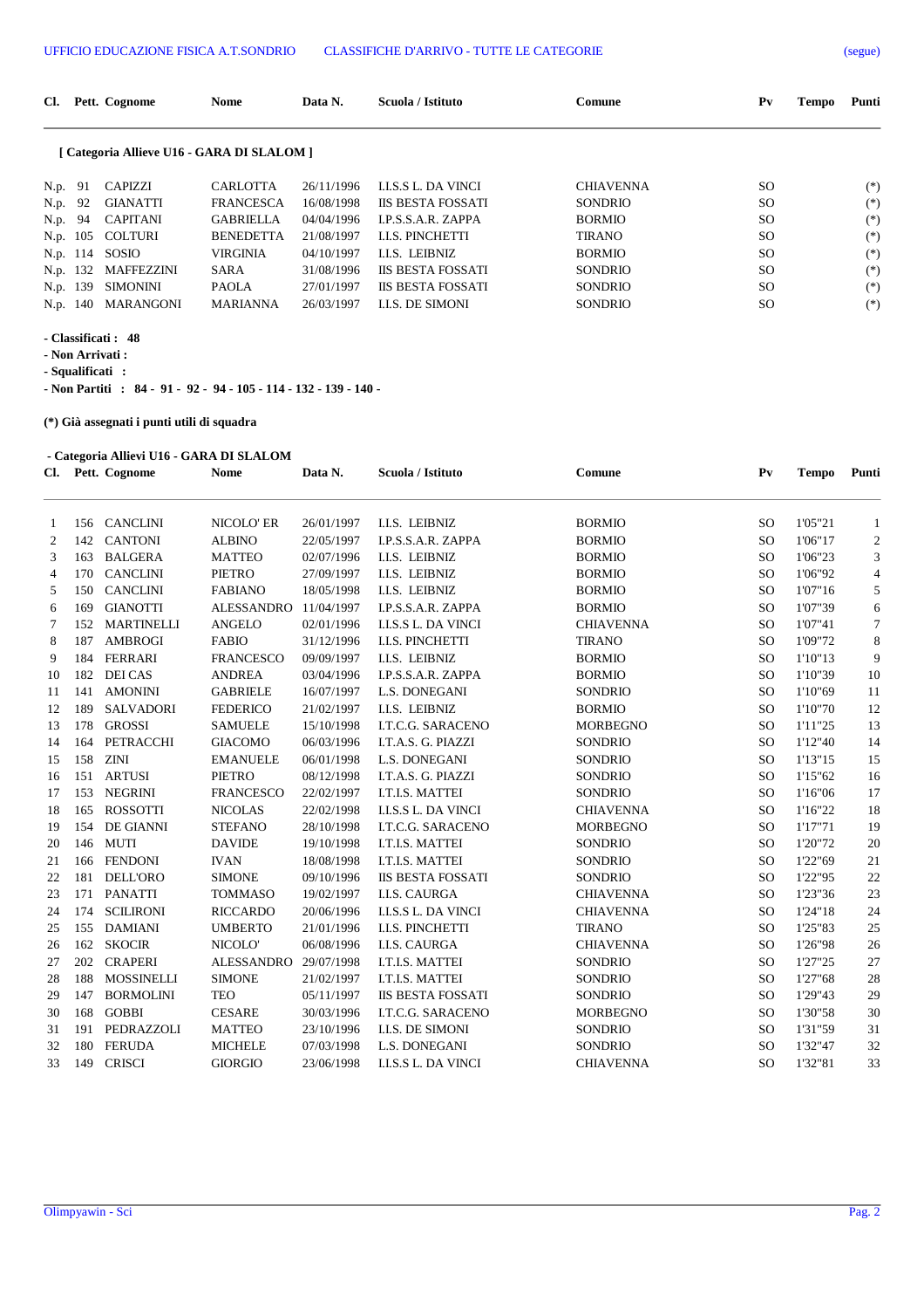| Cl. | Pett. | Cognome | Nome | Data N. | Scuola / Istituto | Comune | Pv | Tempo | Punti |
|---|---|---|---|---|---|---|---|---|---|

**[ Categoria Allieve U16 - GARA DI SLALOM ]**

| Cl. | Pett. | Cognome | Nome | Data N. | Scuola / Istituto | Comune | Pv | Tempo | Punti |
|---|---|---|---|---|---|---|---|---|---|
| N.p. | 91 | CAPIZZI | CARLOTTA | 26/11/1996 | I.I.S.S L. DA VINCI | CHIAVENNA | SO | | (*) |
| N.p. | 92 | GIANATTI | FRANCESCA | 16/08/1998 | IIS BESTA FOSSATI | SONDRIO | SO | | (*) |
| N.p. | 94 | CAPITANI | GABRIELLA | 04/04/1996 | I.P.S.S.A.R. ZAPPA | BORMIO | SO | | (*) |
| N.p. | 105 | COLTURI | BENEDETTA | 21/08/1997 | I.I.S. PINCHETTI | TIRANO | SO | | (*) |
| N.p. | 114 | SOSIO | VIRGINIA | 04/10/1997 | I.I.S. LEIBNIZ | BORMIO | SO | | (*) |
| N.p. | 132 | MAFFEZZINI | SARA | 31/08/1996 | IIS BESTA FOSSATI | SONDRIO | SO | | (*) |
| N.p. | 139 | SIMONINI | PAOLA | 27/01/1997 | IIS BESTA FOSSATI | SONDRIO | SO | | (*) |
| N.p. | 140 | MARANGONI | MARIANNA | 26/03/1997 | I.I.S. DE SIMONI | SONDRIO | SO | | (*) |

**- Classificati : 48**

**- Non Arrivati :**

**- Squalificati :**

**- Non Partiti : 84 - 91 - 92 - 94 - 105 - 114 - 132 - 139 - 140 -**

**(*) Già assegnati i punti utili di squadra**

**- Categoria Allievi U16 - GARA DI SLALOM**

| Cl. | Pett. | Cognome | Nome | Data N. | Scuola / Istituto | Comune | Pv | Tempo | Punti |
|---|---|---|---|---|---|---|---|---|---|
| 1 | 156 | CANCLINI | NICOLO' ER | 26/01/1997 | I.I.S. LEIBNIZ | BORMIO | SO | 1'05"21 | 1 |
| 2 | 142 | CANTONI | ALBINO | 22/05/1997 | I.P.S.S.A.R. ZAPPA | BORMIO | SO | 1'06"17 | 2 |
| 3 | 163 | BALGERA | MATTEO | 02/07/1996 | I.I.S. LEIBNIZ | BORMIO | SO | 1'06"23 | 3 |
| 4 | 170 | CANCLINI | PIETRO | 27/09/1997 | I.I.S. LEIBNIZ | BORMIO | SO | 1'06"92 | 4 |
| 5 | 150 | CANCLINI | FABIANO | 18/05/1998 | I.I.S. LEIBNIZ | BORMIO | SO | 1'07"16 | 5 |
| 6 | 169 | GIANOTTI | ALESSANDRO | 11/04/1997 | I.P.S.S.A.R. ZAPPA | BORMIO | SO | 1'07"39 | 6 |
| 7 | 152 | MARTINELLI | ANGELO | 02/01/1996 | I.I.S.S L. DA VINCI | CHIAVENNA | SO | 1'07"41 | 7 |
| 8 | 187 | AMBROGI | FABIO | 31/12/1996 | I.I.S. PINCHETTI | TIRANO | SO | 1'09"72 | 8 |
| 9 | 184 | FERRARI | FRANCESCO | 09/09/1997 | I.I.S. LEIBNIZ | BORMIO | SO | 1'10"13 | 9 |
| 10 | 182 | DEI CAS | ANDREA | 03/04/1996 | I.P.S.S.A.R. ZAPPA | BORMIO | SO | 1'10"39 | 10 |
| 11 | 141 | AMONINI | GABRIELE | 16/07/1997 | L.S. DONEGANI | SONDRIO | SO | 1'10"69 | 11 |
| 12 | 189 | SALVADORI | FEDERICO | 21/02/1997 | I.I.S. LEIBNIZ | BORMIO | SO | 1'10"70 | 12 |
| 13 | 178 | GROSSI | SAMUELE | 15/10/1998 | I.T.C.G. SARACENO | MORBEGNO | SO | 1'11"25 | 13 |
| 14 | 164 | PETRACCHI | GIACOMO | 06/03/1996 | I.T.A.S. G. PIAZZI | SONDRIO | SO | 1'12"40 | 14 |
| 15 | 158 | ZINI | EMANUELE | 06/01/1998 | L.S. DONEGANI | SONDRIO | SO | 1'13"15 | 15 |
| 16 | 151 | ARTUSI | PIETRO | 08/12/1998 | I.T.A.S. G. PIAZZI | SONDRIO | SO | 1'15"62 | 16 |
| 17 | 153 | NEGRINI | FRANCESCO | 22/02/1997 | I.T.I.S. MATTEI | SONDRIO | SO | 1'16"06 | 17 |
| 18 | 165 | ROSSOTTI | NICOLAS | 22/02/1998 | I.I.S.S L. DA VINCI | CHIAVENNA | SO | 1'16"22 | 18 |
| 19 | 154 | DE GIANNI | STEFANO | 28/10/1998 | I.T.C.G. SARACENO | MORBEGNO | SO | 1'17"71 | 19 |
| 20 | 146 | MUTI | DAVIDE | 19/10/1998 | I.T.I.S. MATTEI | SONDRIO | SO | 1'20"72 | 20 |
| 21 | 166 | FENDONI | IVAN | 18/08/1998 | I.T.I.S. MATTEI | SONDRIO | SO | 1'22"69 | 21 |
| 22 | 181 | DELL'ORO | SIMONE | 09/10/1996 | IIS BESTA FOSSATI | SONDRIO | SO | 1'22"95 | 22 |
| 23 | 171 | PANATTI | TOMMASO | 19/02/1997 | I.I.S. CAURGA | CHIAVENNA | SO | 1'23"36 | 23 |
| 24 | 174 | SCILIRONI | RICCARDO | 20/06/1996 | I.I.S.S L. DA VINCI | CHIAVENNA | SO | 1'24"18 | 24 |
| 25 | 155 | DAMIANI | UMBERTO | 21/01/1996 | I.I.S. PINCHETTI | TIRANO | SO | 1'25"83 | 25 |
| 26 | 162 | SKOCIR | NICOLO' | 06/08/1996 | I.I.S. CAURGA | CHIAVENNA | SO | 1'26"98 | 26 |
| 27 | 202 | CRAPERI | ALESSANDRO | 29/07/1998 | I.T.I.S. MATTEI | SONDRIO | SO | 1'27"25 | 27 |
| 28 | 188 | MOSSINELLI | SIMONE | 21/02/1997 | I.T.I.S. MATTEI | SONDRIO | SO | 1'27"68 | 28 |
| 29 | 147 | BORMOLINI | TEO | 05/11/1997 | IIS BESTA FOSSATI | SONDRIO | SO | 1'29"43 | 29 |
| 30 | 168 | GOBBI | CESARE | 30/03/1996 | I.T.C.G. SARACENO | MORBEGNO | SO | 1'30"58 | 30 |
| 31 | 191 | PEDRAZZOLI | MATTEO | 23/10/1996 | I.I.S. DE SIMONI | SONDRIO | SO | 1'31"59 | 31 |
| 32 | 180 | FERUDA | MICHELE | 07/03/1998 | L.S. DONEGANI | SONDRIO | SO | 1'32"47 | 32 |
| 33 | 149 | CRISCI | GIORGIO | 23/06/1998 | I.I.S.S L. DA VINCI | CHIAVENNA | SO | 1'32"81 | 33 |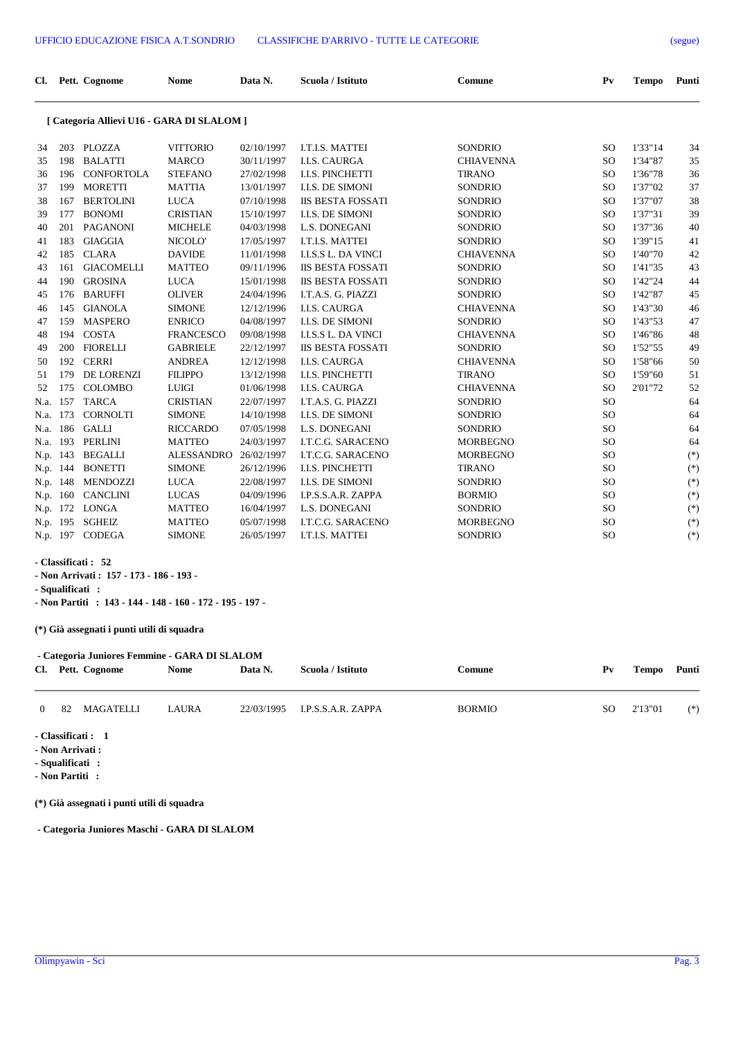| Cl. | Pett. | Cognome | Nome | Data N. | Scuola / Istituto | Comune | Pv | Tempo | Punti |
|---|---|---|---|---|---|---|---|---|---|

**[ Categoria Allievi U16 - GARA DI SLALOM ]**

| Cl. | Pett. | Cognome | Nome | Data N. | Scuola / Istituto | Comune | Pv | Tempo | Punti |
|---|---|---|---|---|---|---|---|---|---|
| 34 | 203 | PLOZZA | VITTORIO | 02/10/1997 | I.T.I.S. MATTEI | SONDRIO | SO | 1'33"14 | 34 |
| 35 | 198 | BALATTI | MARCO | 30/11/1997 | I.I.S. CAURGA | CHIAVENNA | SO | 1'34"87 | 35 |
| 36 | 196 | CONFORTOLA | STEFANO | 27/02/1998 | I.I.S. PINCHETTI | TIRANO | SO | 1'36"78 | 36 |
| 37 | 199 | MORETTI | MATTIA | 13/01/1997 | I.I.S. DE SIMONI | SONDRIO | SO | 1'37"02 | 37 |
| 38 | 167 | BERTOLINI | LUCA | 07/10/1998 | IIS BESTA FOSSATI | SONDRIO | SO | 1'37"07 | 38 |
| 39 | 177 | BONOMI | CRISTIAN | 15/10/1997 | I.I.S. DE SIMONI | SONDRIO | SO | 1'37"31 | 39 |
| 40 | 201 | PAGANONI | MICHELE | 04/03/1998 | L.S. DONEGANI | SONDRIO | SO | 1'37"36 | 40 |
| 41 | 183 | GIAGGIA | NICOLO' | 17/05/1997 | I.T.I.S. MATTEI | SONDRIO | SO | 1'39"15 | 41 |
| 42 | 185 | CLARA | DAVIDE | 11/01/1998 | I.I.S.S L. DA VINCI | CHIAVENNA | SO | 1'40"70 | 42 |
| 43 | 161 | GIACOMELLI | MATTEO | 09/11/1996 | IIS BESTA FOSSATI | SONDRIO | SO | 1'41"35 | 43 |
| 44 | 190 | GROSINA | LUCA | 15/01/1998 | IIS BESTA FOSSATI | SONDRIO | SO | 1'42"24 | 44 |
| 45 | 176 | BARUFFI | OLIVER | 24/04/1996 | I.T.A.S. G. PIAZZI | SONDRIO | SO | 1'42"87 | 45 |
| 46 | 145 | GIANOLA | SIMONE | 12/12/1996 | I.I.S. CAURGA | CHIAVENNA | SO | 1'43"30 | 46 |
| 47 | 159 | MASPERO | ENRICO | 04/08/1997 | I.I.S. DE SIMONI | SONDRIO | SO | 1'43"53 | 47 |
| 48 | 194 | COSTA | FRANCESCO | 09/08/1998 | I.I.S.S L. DA VINCI | CHIAVENNA | SO | 1'46"86 | 48 |
| 49 | 200 | FIORELLI | GABRIELE | 22/12/1997 | IIS BESTA FOSSATI | SONDRIO | SO | 1'52"55 | 49 |
| 50 | 192 | CERRI | ANDREA | 12/12/1998 | I.I.S. CAURGA | CHIAVENNA | SO | 1'58"66 | 50 |
| 51 | 179 | DE LORENZI | FILIPPO | 13/12/1998 | I.I.S. PINCHETTI | TIRANO | SO | 1'59"60 | 51 |
| 52 | 175 | COLOMBO | LUIGI | 01/06/1998 | I.I.S. CAURGA | CHIAVENNA | SO | 2'01"72 | 52 |
| N.a. | 157 | TARCA | CRISTIAN | 22/07/1997 | I.T.A.S. G. PIAZZI | SONDRIO | SO | | 64 |
| N.a. | 173 | CORNOLTI | SIMONE | 14/10/1998 | I.I.S. DE SIMONI | SONDRIO | SO | | 64 |
| N.a. | 186 | GALLI | RICCARDO | 07/05/1998 | L.S. DONEGANI | SONDRIO | SO | | 64 |
| N.a. | 193 | PERLINI | MATTEO | 24/03/1997 | I.T.C.G. SARACENO | MORBEGNO | SO | | 64 |
| N.p. | 143 | BEGALLI | ALESSANDRO | 26/02/1997 | I.T.C.G. SARACENO | MORBEGNO | SO | | (*) |
| N.p. | 144 | BONETTI | SIMONE | 26/12/1996 | I.I.S. PINCHETTI | TIRANO | SO | | (*) |
| N.p. | 148 | MENDOZZI | LUCA | 22/08/1997 | I.I.S. DE SIMONI | SONDRIO | SO | | (*) |
| N.p. | 160 | CANCLINI | LUCAS | 04/09/1996 | I.P.S.S.A.R. ZAPPA | BORMIO | SO | | (*) |
| N.p. | 172 | LONGA | MATTEO | 16/04/1997 | L.S. DONEGANI | SONDRIO | SO | | (*) |
| N.p. | 195 | SGHEIZ | MATTEO | 05/07/1998 | I.T.C.G. SARACENO | MORBEGNO | SO | | (*) |
| N.p. | 197 | CODEGA | SIMONE | 26/05/1997 | I.T.I.S. MATTEI | SONDRIO | SO | | (*) |

**- Classificati : 52**
**- Non Arrivati : 157 - 173 - 186 - 193 -**
**- Squalificati :**
**- Non Partiti : 143 - 144 - 148 - 160 - 172 - 195 - 197 -**

**(*) Già assegnati i punti utili di squadra**

**- Categoria Juniores Femmine - GARA DI SLALOM**

| Cl. | Pett. | Cognome | Nome | Data N. | Scuola / Istituto | Comune | Pv | Tempo | Punti |
|---|---|---|---|---|---|---|---|---|---|
| 0 | 82 | MAGATELLI | LAURA | 22/03/1995 | I.P.S.S.A.R. ZAPPA | BORMIO | SO | 2'13"01 | (*) |

**- Classificati : 1**
**- Non Arrivati :**
**- Squalificati :**
**- Non Partiti :**

**(*) Già assegnati i punti utili di squadra**

**- Categoria Juniores Maschi - GARA DI SLALOM**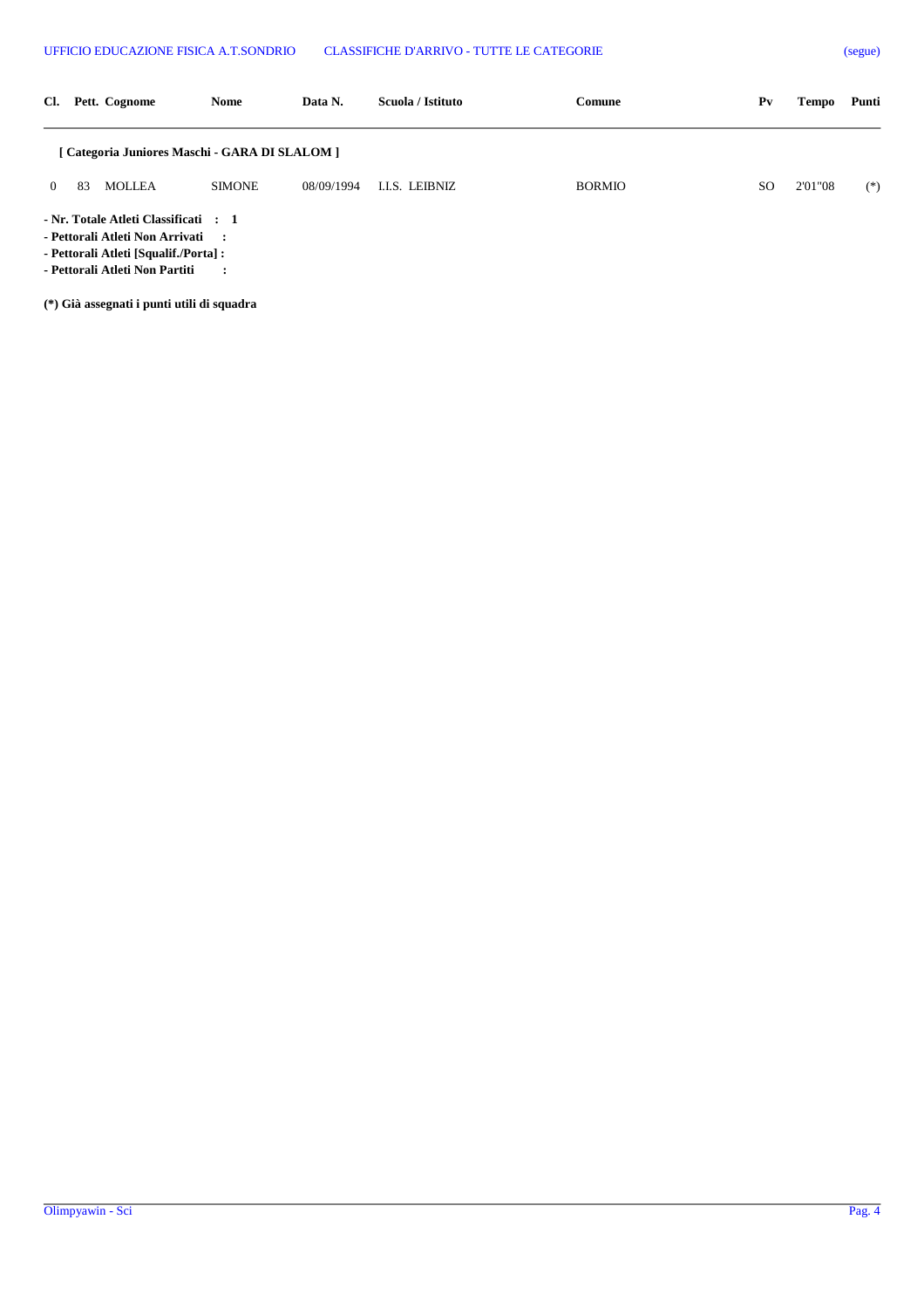| Cl. | Pett. | Cognome | Nome | Data N. | Scuola / Istituto | Comune | Pv | Tempo | Punti |
|---|---|---|---|---|---|---|---|---|---|
| **[ Categoria Juniores Maschi - GARA DI SLALOM ]** | | | | | | | | | |
| 0 | 83 | MOLLEA | SIMONE | 08/09/1994 | I.I.S. LEIBNIZ | BORMIO | SO | 2'01"08 | (*) |

**- Nr. Totale Atleti Classificati : 1**
**- Pettorali Atleti Non Arrivati :**
**- Pettorali Atleti [Squalif./Porta] :**
**- Pettorali Atleti Non Partiti :**

**(*) Già assegnati i punti utili di squadra**